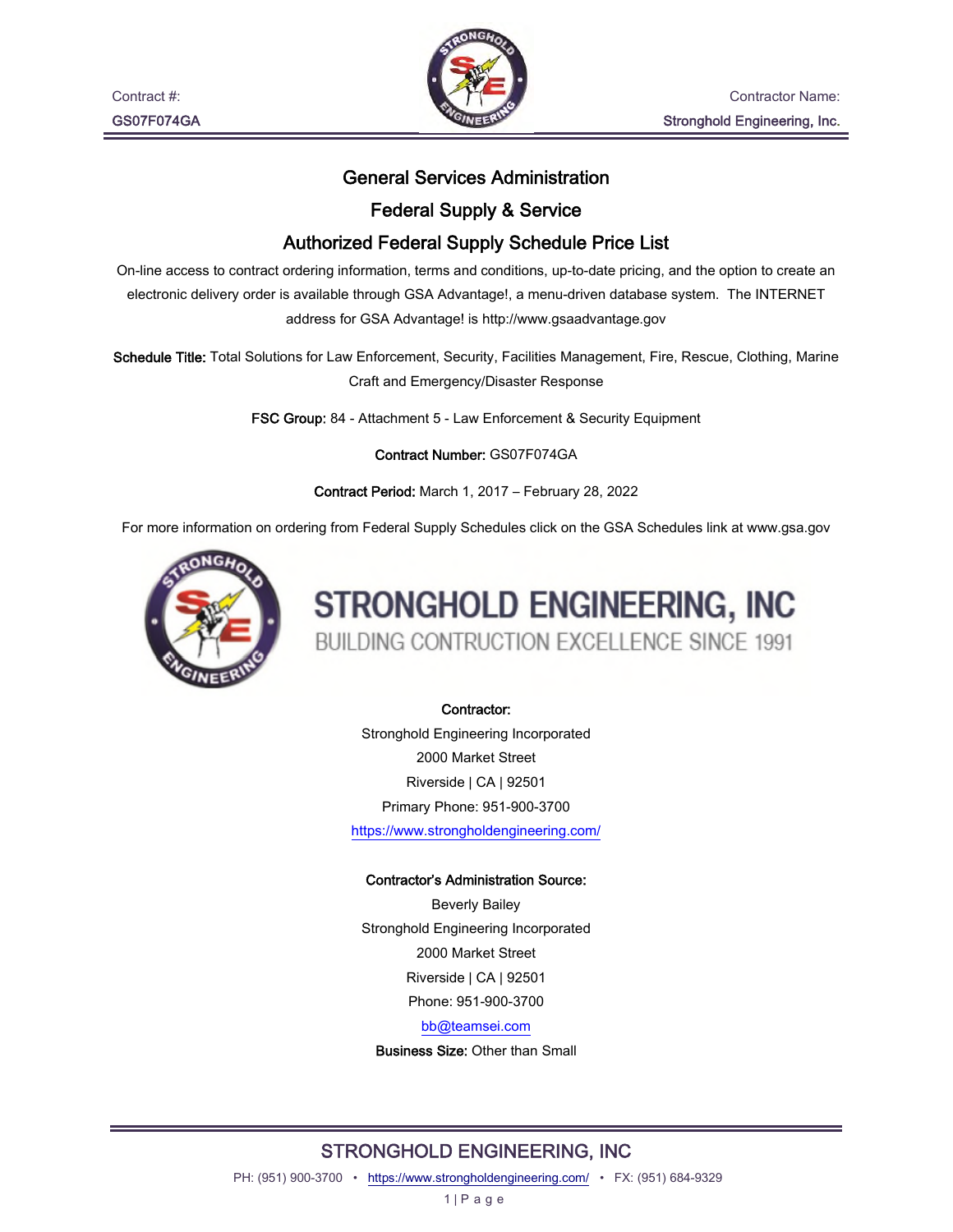Contract #:
GS07F074GA

Contractor Name:
Stronghold Engineering, Inc.

# General Services Administration

## Federal Supply & Service

## Authorized Federal Supply Schedule Price List

On-line access to contract ordering information, terms and conditions, up-to-date pricing, and the option to create an electronic delivery order is available through GSA Advantage!, a menu-driven database system. The INTERNET address for GSA Advantage! is http://www.gsaadvantage.gov

**Schedule Title:** Total Solutions for Law Enforcement, Security, Facilities Management, Fire, Rescue, Clothing, Marine Craft and Emergency/Disaster Response

**FSC Group:** 84 - Attachment 5 - Law Enforcement & Security Equipment

**Contract Number:** GS07F074GA

**Contract Period:** March 1, 2017 – February 28, 2022

For more information on ordering from Federal Supply Schedules click on the GSA Schedules link at www.gsa.gov

STRONGHOLD ENGINEERING, INC
BUILDING CONTRUCTION EXCELLENCE SINCE 1991

**Contractor:**
Stronghold Engineering Incorporated
2000 Market Street
Riverside | CA | 92501
Primary Phone: 951-900-3700
https://www.strongholdengineering.com/

**Contractor's Administration Source:**
Beverly Bailey
Stronghold Engineering Incorporated
2000 Market Street
Riverside | CA | 92501
Phone: 951-900-3700
bb@teamsei.com
**Business Size:** Other than Small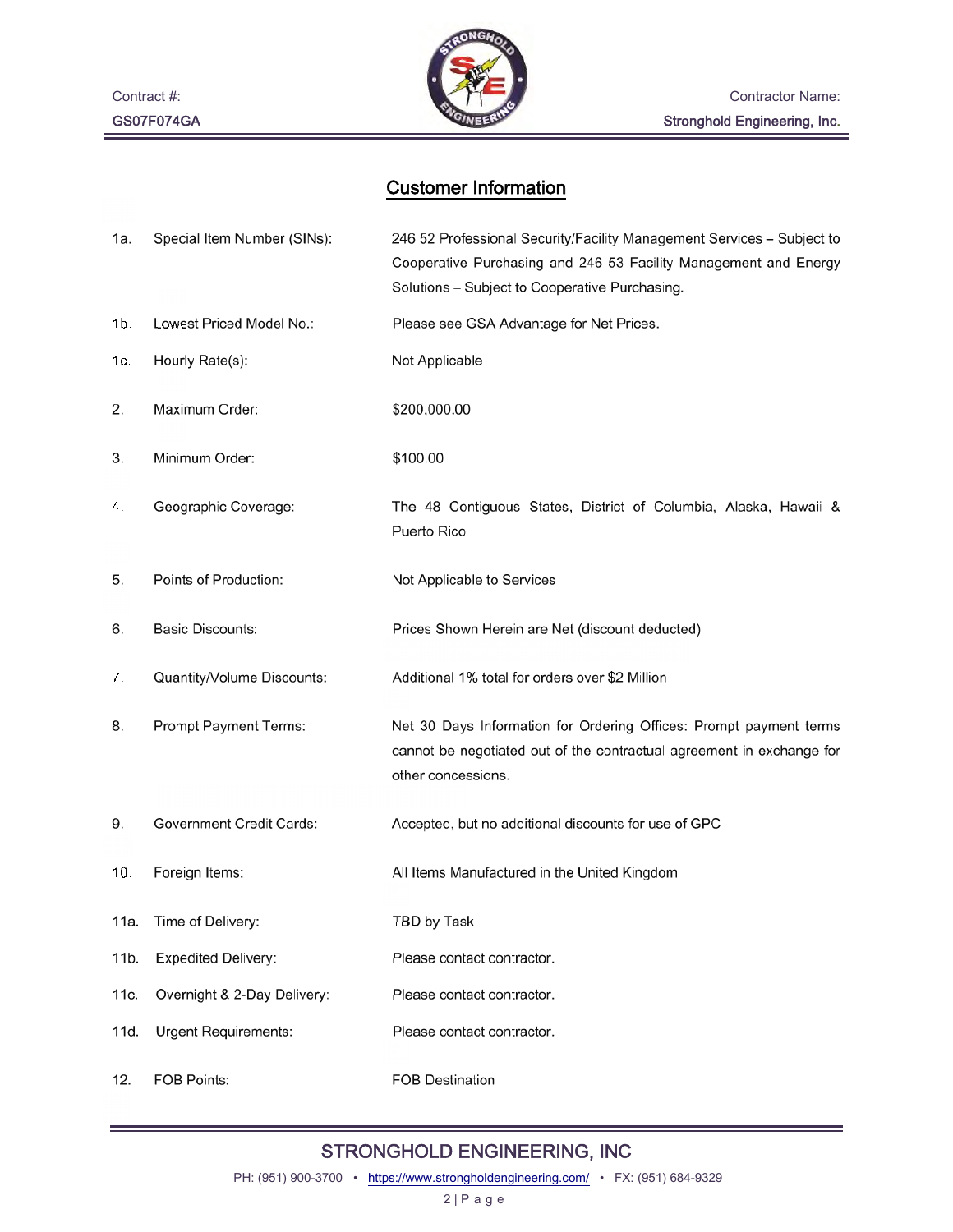## Customer Information

| | | |
|---|---|---|
| 1a. | Special Item Number (SINs): | 246 52 Professional Security/Facility Management Services – Subject to Cooperative Purchasing and 246 53 Facility Management and Energy Solutions – Subject to Cooperative Purchasing. |
| 1b. | Lowest Priced Model No.: | Please see GSA Advantage for Net Prices. |
| 1c. | Hourly Rate(s): | Not Applicable |
| 2. | Maximum Order: | $200,000.00 |
| 3. | Minimum Order: | $100.00 |
| 4. | Geographic Coverage: | The 48 Contiguous States, District of Columbia, Alaska, Hawaii & Puerto Rico |
| 5. | Points of Production: | Not Applicable to Services |
| 6. | Basic Discounts: | Prices Shown Herein are Net (discount deducted) |
| 7. | Quantity/Volume Discounts: | Additional 1% total for orders over $2 Million |
| 8. | Prompt Payment Terms: | Net 30 Days Information for Ordering Offices: Prompt payment terms cannot be negotiated out of the contractual agreement in exchange for other concessions. |
| 9. | Government Credit Cards: | Accepted, but no additional discounts for use of GPC |
| 10. | Foreign Items: | All Items Manufactured in the United Kingdom |
| 11a. | Time of Delivery: | TBD by Task |
| 11b. | Expedited Delivery: | Please contact contractor. |
| 11c. | Overnight & 2-Day Delivery: | Please contact contractor. |
| 11d. | Urgent Requirements: | Please contact contractor. |
| 12. | FOB Points: | FOB Destination |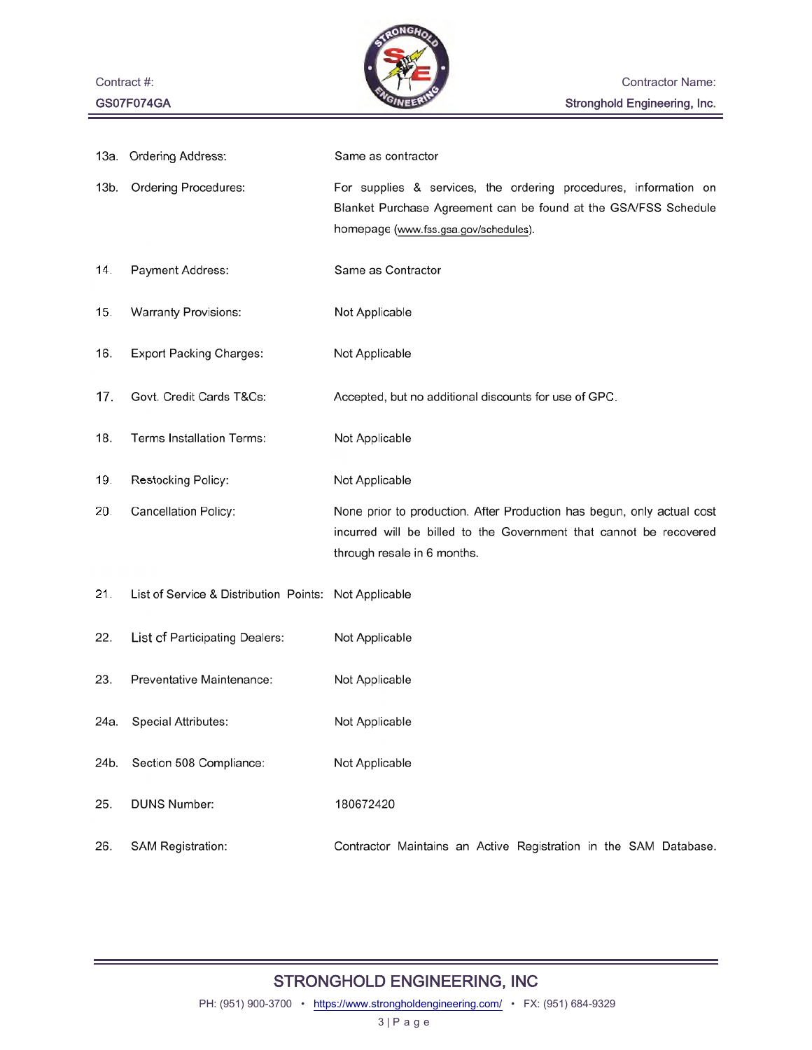| | | |
|---|---|---|
| 13a. | Ordering Address: | Same as contractor |
| 13b. | Ordering Procedures: | For supplies & services, the ordering procedures, information on Blanket Purchase Agreement can be found at the GSA/FSS Schedule homepage (www.fss.gsa.gov/schedules). |
| 14. | Payment Address: | Same as Contractor |
| 15. | Warranty Provisions: | Not Applicable |
| 16. | Export Packing Charges: | Not Applicable |
| 17. | Govt. Credit Cards T&Cs: | Accepted, but no additional discounts for use of GPC. |
| 18. | Terms Installation Terms: | Not Applicable |
| 19. | Restocking Policy: | Not Applicable |
| 20. | Cancellation Policy: | None prior to production. After Production has begun, only actual cost incurred will be billed to the Government that cannot be recovered through resale in 6 months. |
| 21. | List of Service & Distribution Points: | Not Applicable |
| 22. | List of Participating Dealers: | Not Applicable |
| 23. | Preventative Maintenance: | Not Applicable |
| 24a. | Special Attributes: | Not Applicable |
| 24b. | Section 508 Compliance: | Not Applicable |
| 25. | DUNS Number: | 180672420 |
| 26. | SAM Registration: | Contractor Maintains an Active Registration in the SAM Database. |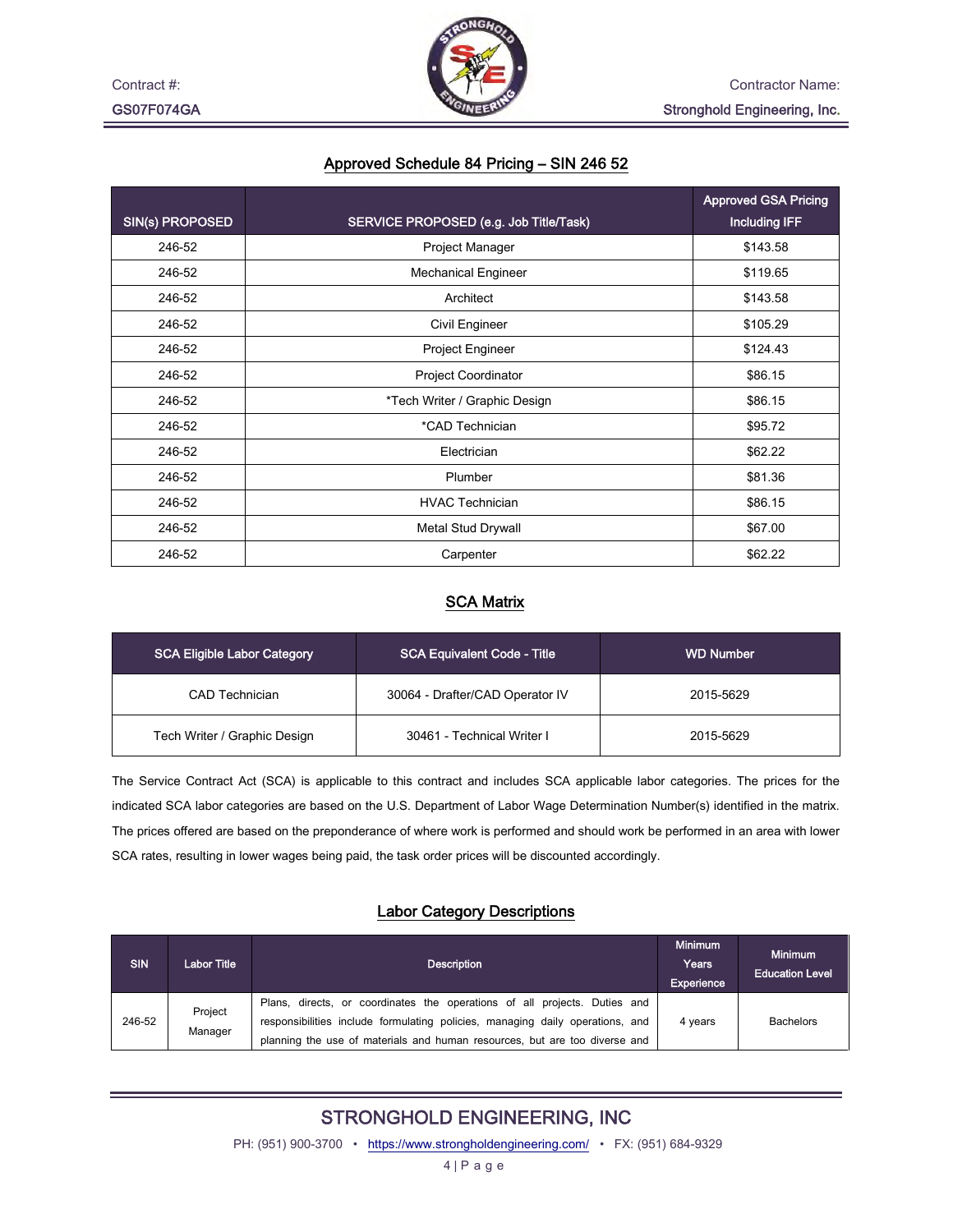## Approved Schedule 84 Pricing – SIN 246 52

| SIN(s) PROPOSED | SERVICE PROPOSED (e.g. Job Title/Task) | Approved GSA Pricing Including IFF |
|---|---|---|
| 246-52 | Project Manager | $143.58 |
| 246-52 | Mechanical Engineer | $119.65 |
| 246-52 | Architect | $143.58 |
| 246-52 | Civil Engineer | $105.29 |
| 246-52 | Project Engineer | $124.43 |
| 246-52 | Project Coordinator | $86.15 |
| 246-52 | *Tech Writer / Graphic Design | $86.15 |
| 246-52 | *CAD Technician | $95.72 |
| 246-52 | Electrician | $62.22 |
| 246-52 | Plumber | $81.36 |
| 246-52 | HVAC Technician | $86.15 |
| 246-52 | Metal Stud Drywall | $67.00 |
| 246-52 | Carpenter | $62.22 |

## SCA Matrix

| SCA Eligible Labor Category | SCA Equivalent Code - Title | WD Number |
|---|---|---|
| CAD Technician | 30064 - Drafter/CAD Operator IV | 2015-5629 |
| Tech Writer / Graphic Design | 30461 - Technical Writer I | 2015-5629 |

The Service Contract Act (SCA) is applicable to this contract and includes SCA applicable labor categories. The prices for the indicated SCA labor categories are based on the U.S. Department of Labor Wage Determination Number(s) identified in the matrix. The prices offered are based on the preponderance of where work is performed and should work be performed in an area with lower SCA rates, resulting in lower wages being paid, the task order prices will be discounted accordingly.

## Labor Category Descriptions

| SIN | Labor Title | Description | Minimum Years Experience | Minimum Education Level |
|---|---|---|---|---|
| 246-52 | Project Manager | Plans, directs, or coordinates the operations of all projects. Duties and responsibilities include formulating policies, managing daily operations, and planning the use of materials and human resources, but are too diverse and | 4 years | Bachelors |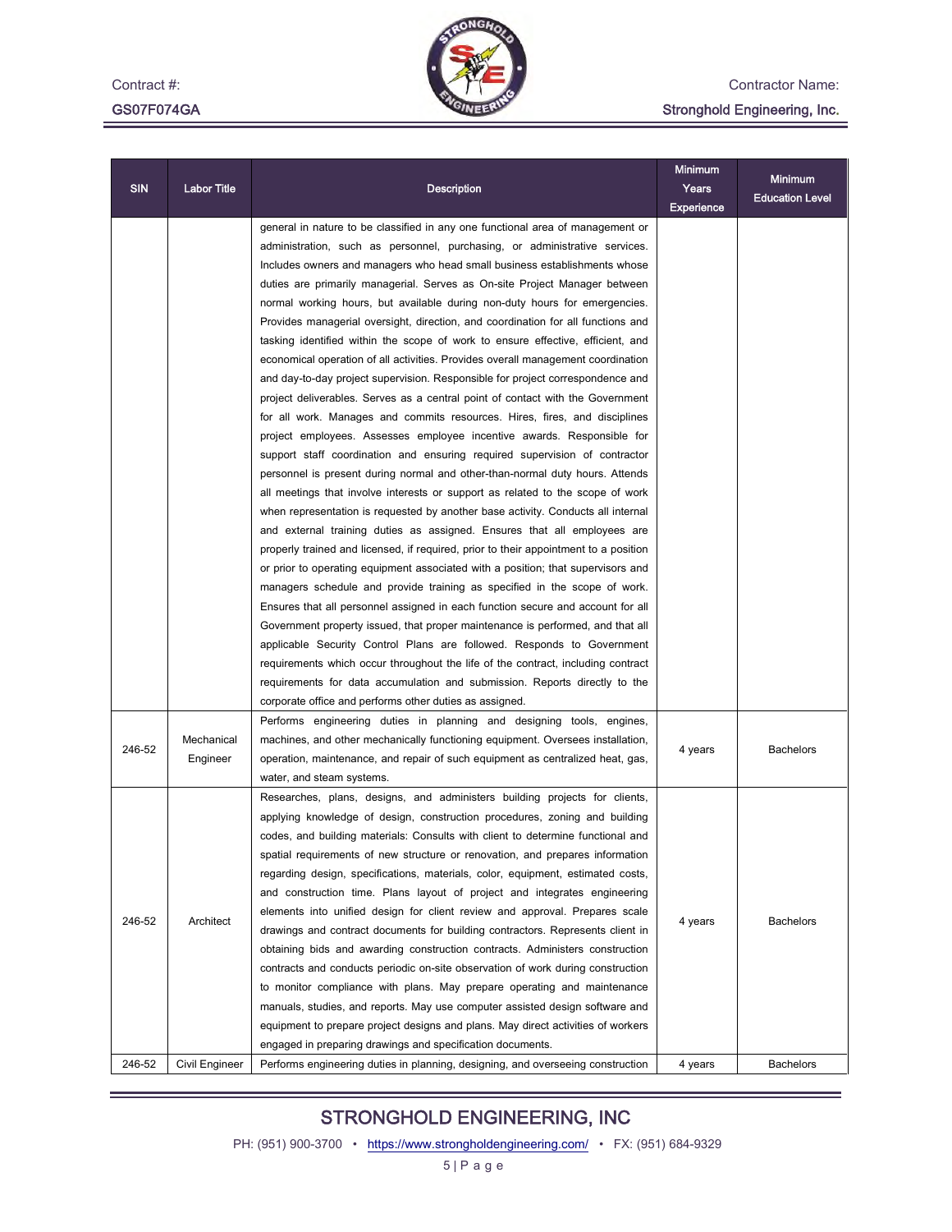| SIN | Labor Title | Description | Minimum Years Experience | Minimum Education Level |
|---|---|---|---|---|
| | | general in nature to be classified in any one functional area of management or administration, such as personnel, purchasing, or administrative services. Includes owners and managers who head small business establishments whose duties are primarily managerial. Serves as On-site Project Manager between normal working hours, but available during non-duty hours for emergencies. Provides managerial oversight, direction, and coordination for all functions and tasking identified within the scope of work to ensure effective, efficient, and economical operation of all activities. Provides overall management coordination and day-to-day project supervision. Responsible for project correspondence and project deliverables. Serves as a central point of contact with the Government for all work. Manages and commits resources. Hires, fires, and disciplines project employees. Assesses employee incentive awards. Responsible for support staff coordination and ensuring required supervision of contractor personnel is present during normal and other-than-normal duty hours. Attends all meetings that involve interests or support as related to the scope of work when representation is requested by another base activity. Conducts all internal and external training duties as assigned. Ensures that all employees are properly trained and licensed, if required, prior to their appointment to a position or prior to operating equipment associated with a position; that supervisors and managers schedule and provide training as specified in the scope of work. Ensures that all personnel assigned in each function secure and account for all Government property issued, that proper maintenance is performed, and that all applicable Security Control Plans are followed. Responds to Government requirements which occur throughout the life of the contract, including contract requirements for data accumulation and submission. Reports directly to the corporate office and performs other duties as assigned. | | |
| 246-52 | Mechanical Engineer | Performs engineering duties in planning and designing tools, engines, machines, and other mechanically functioning equipment. Oversees installation, operation, maintenance, and repair of such equipment as centralized heat, gas, water, and steam systems. | 4 years | Bachelors |
| 246-52 | Architect | Researches, plans, designs, and administers building projects for clients, applying knowledge of design, construction procedures, zoning and building codes, and building materials: Consults with client to determine functional and spatial requirements of new structure or renovation, and prepares information regarding design, specifications, materials, color, equipment, estimated costs, and construction time. Plans layout of project and integrates engineering elements into unified design for client review and approval. Prepares scale drawings and contract documents for building contractors. Represents client in obtaining bids and awarding construction contracts. Administers construction contracts and conducts periodic on-site observation of work during construction to monitor compliance with plans. May prepare operating and maintenance manuals, studies, and reports. May use computer assisted design software and equipment to prepare project designs and plans. May direct activities of workers engaged in preparing drawings and specification documents. | 4 years | Bachelors |
| 246-52 | Civil Engineer | Performs engineering duties in planning, designing, and overseeing construction | 4 years | Bachelors |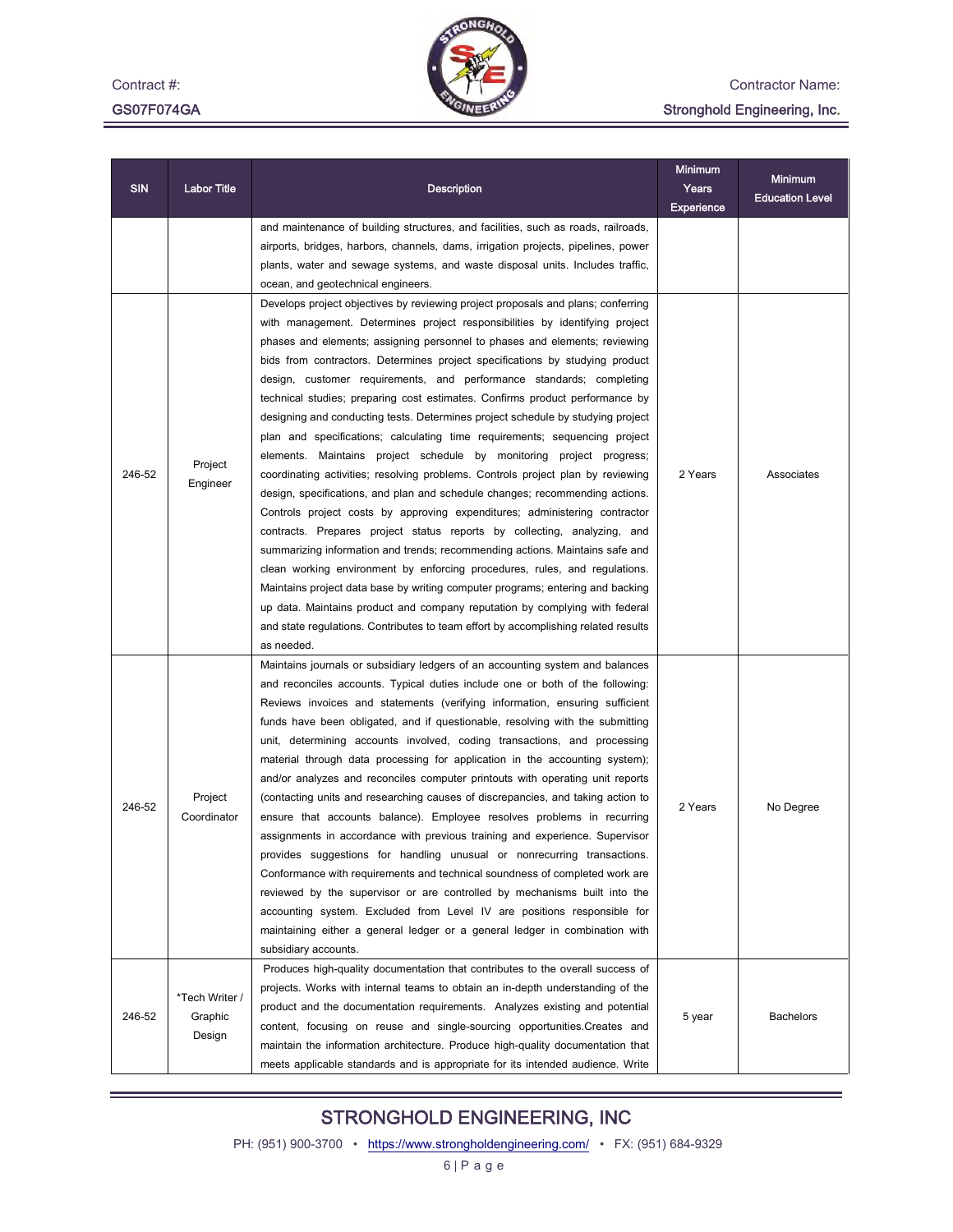| SIN | Labor Title | Description | Minimum Years Experience | Minimum Education Level |
|---|---|---|---|---|
| | | and maintenance of building structures, and facilities, such as roads, railroads, airports, bridges, harbors, channels, dams, irrigation projects, pipelines, power plants, water and sewage systems, and waste disposal units. Includes traffic, ocean, and geotechnical engineers. | | |
| 246-52 | Project Engineer | Develops project objectives by reviewing project proposals and plans; conferring with management. Determines project responsibilities by identifying project phases and elements; assigning personnel to phases and elements; reviewing bids from contractors. Determines project specifications by studying product design, customer requirements, and performance standards; completing technical studies; preparing cost estimates. Confirms product performance by designing and conducting tests. Determines project schedule by studying project plan and specifications; calculating time requirements; sequencing project elements. Maintains project schedule by monitoring project progress; coordinating activities; resolving problems. Controls project plan by reviewing design, specifications, and plan and schedule changes; recommending actions. Controls project costs by approving expenditures; administering contractor contracts. Prepares project status reports by collecting, analyzing, and summarizing information and trends; recommending actions. Maintains safe and clean working environment by enforcing procedures, rules, and regulations. Maintains project data base by writing computer programs; entering and backing up data. Maintains product and company reputation by complying with federal and state regulations. Contributes to team effort by accomplishing related results as needed. | 2 Years | Associates |
| 246-52 | Project Coordinator | Maintains journals or subsidiary ledgers of an accounting system and balances and reconciles accounts. Typical duties include one or both of the following: Reviews invoices and statements (verifying information, ensuring sufficient funds have been obligated, and if questionable, resolving with the submitting unit, determining accounts involved, coding transactions, and processing material through data processing for application in the accounting system); and/or analyzes and reconciles computer printouts with operating unit reports (contacting units and researching causes of discrepancies, and taking action to ensure that accounts balance). Employee resolves problems in recurring assignments in accordance with previous training and experience. Supervisor provides suggestions for handling unusual or nonrecurring transactions. Conformance with requirements and technical soundness of completed work are reviewed by the supervisor or are controlled by mechanisms built into the accounting system. Excluded from Level IV are positions responsible for maintaining either a general ledger or a general ledger in combination with subsidiary accounts. | 2 Years | No Degree |
| 246-52 | *Tech Writer / Graphic Design | Produces high-quality documentation that contributes to the overall success of projects. Works with internal teams to obtain an in-depth understanding of the product and the documentation requirements. Analyzes existing and potential content, focusing on reuse and single-sourcing opportunities.Creates and maintain the information architecture. Produce high-quality documentation that meets applicable standards and is appropriate for its intended audience. Write | 5 year | Bachelors |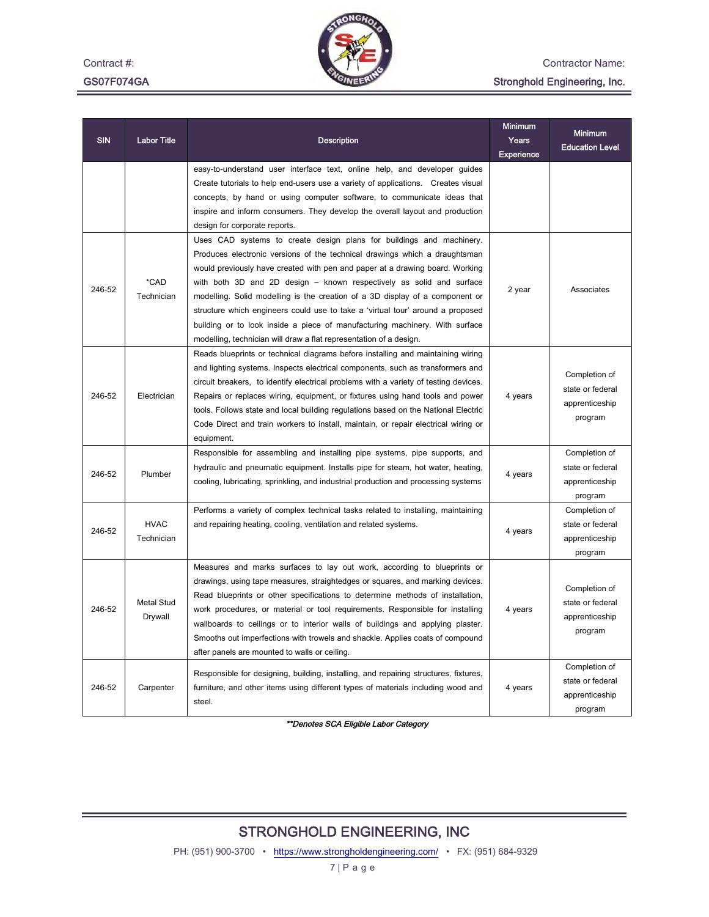| SIN | Labor Title | Description | Minimum Years Experience | Minimum Education Level |
|---|---|---|---|---|
| | | easy-to-understand user interface text, online help, and developer guides Create tutorials to help end-users use a variety of applications. Creates visual concepts, by hand or using computer software, to communicate ideas that inspire and inform consumers. They develop the overall layout and production design for corporate reports. | | |
| 246-52 | *CAD Technician | Uses CAD systems to create design plans for buildings and machinery. Produces electronic versions of the technical drawings which a draughtsman would previously have created with pen and paper at a drawing board. Working with both 3D and 2D design – known respectively as solid and surface modelling. Solid modelling is the creation of a 3D display of a component or structure which engineers could use to take a 'virtual tour' around a proposed building or to look inside a piece of manufacturing machinery. With surface modelling, technician will draw a flat representation of a design. | 2 year | Associates |
| 246-52 | Electrician | Reads blueprints or technical diagrams before installing and maintaining wiring and lighting systems. Inspects electrical components, such as transformers and circuit breakers, to identify electrical problems with a variety of testing devices. Repairs or replaces wiring, equipment, or fixtures using hand tools and power tools. Follows state and local building regulations based on the National Electric Code Direct and train workers to install, maintain, or repair electrical wiring or equipment. | 4 years | Completion of state or federal apprenticeship program |
| 246-52 | Plumber | Responsible for assembling and installing pipe systems, pipe supports, and hydraulic and pneumatic equipment. Installs pipe for steam, hot water, heating, cooling, lubricating, sprinkling, and industrial production and processing systems | 4 years | Completion of state or federal apprenticeship program |
| 246-52 | HVAC Technician | Performs a variety of complex technical tasks related to installing, maintaining and repairing heating, cooling, ventilation and related systems. | 4 years | Completion of state or federal apprenticeship program |
| 246-52 | Metal Stud Drywall | Measures and marks surfaces to lay out work, according to blueprints or drawings, using tape measures, straightedges or squares, and marking devices. Read blueprints or other specifications to determine methods of installation, work procedures, or material or tool requirements. Responsible for installing wallboards to ceilings or to interior walls of buildings and applying plaster. Smooths out imperfections with trowels and shackle. Applies coats of compound after panels are mounted to walls or ceiling. | 4 years | Completion of state or federal apprenticeship program |
| 246-52 | Carpenter | Responsible for designing, building, installing, and repairing structures, fixtures, furniture, and other items using different types of materials including wood and steel. | 4 years | Completion of state or federal apprenticeship program |

***Denotes SCA Eligible Labor Category***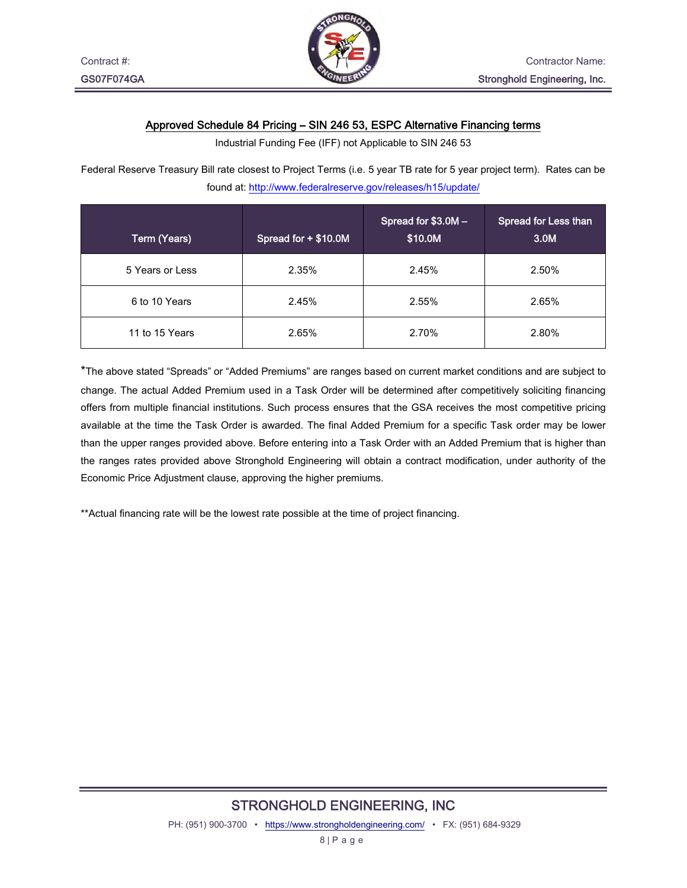## Approved Schedule 84 Pricing – SIN 246 53, ESPC Alternative Financing terms

Industrial Funding Fee (IFF) not Applicable to SIN 246 53

Federal Reserve Treasury Bill rate closest to Project Terms (i.e. 5 year TB rate for 5 year project term). Rates can be found at: http://www.federalreserve.gov/releases/h15/update/

| Term (Years) | Spread for + $10.0M | Spread for $3.0M – $10.0M | Spread for Less than 3.0M |
|---|---|---|---|
| 5 Years or Less | 2.35% | 2.45% | 2.50% |
| 6 to 10 Years | 2.45% | 2.55% | 2.65% |
| 11 to 15 Years | 2.65% | 2.70% | 2.80% |

*The above stated "Spreads" or "Added Premiums" are ranges based on current market conditions and are subject to change. The actual Added Premium used in a Task Order will be determined after competitively soliciting financing offers from multiple financial institutions. Such process ensures that the GSA receives the most competitive pricing available at the time the Task Order is awarded. The final Added Premium for a specific Task order may be lower than the upper ranges provided above. Before entering into a Task Order with an Added Premium that is higher than the ranges rates provided above Stronghold Engineering will obtain a contract modification, under authority of the Economic Price Adjustment clause, approving the higher premiums.

**Actual financing rate will be the lowest rate possible at the time of project financing.